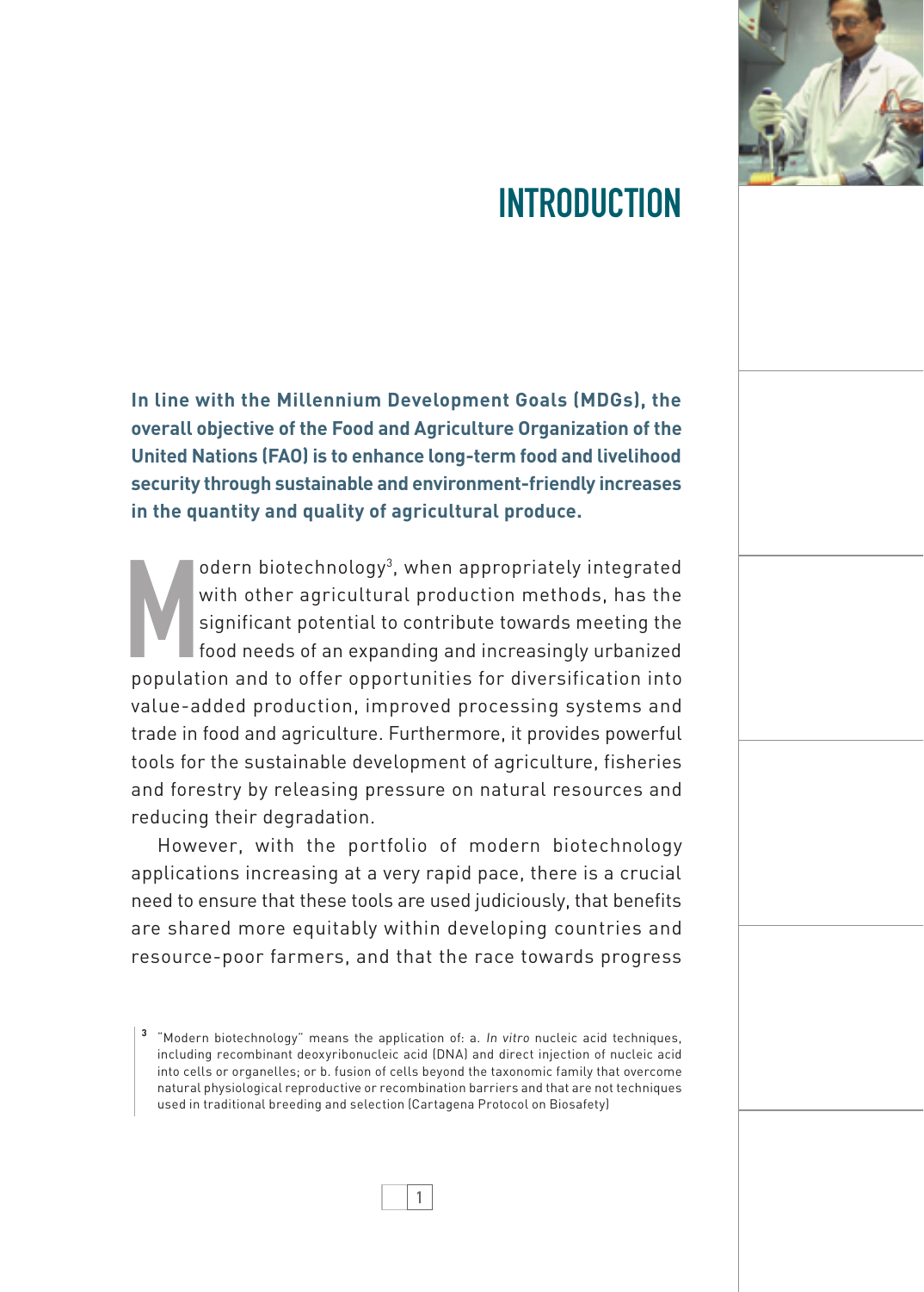# INTRODUCTION

**In line with the Millennium Development Goals (MDGs), the overall objective of the Food and Agriculture Organization of the United Nations (FAO) is to enhance long-term food and livelihood security through sustainable and environment-friendly increases in the quantity and quality of agricultural produce.**

Modern biotechnology[3], when appropriately integrated with other agricultural production methods, has the significant potential to contribute towards meeting the food needs of an expanding and increasingly urbanized population and to offer opportunities for diversification into value-added production, improved processing systems and trade in food and agriculture. Furthermore, it provides powerful tools for the sustainable development of agriculture, fisheries and forestry by releasing pressure on natural resources and reducing their degradation.

However, with the portfolio of modern biotechnology applications increasing at a very rapid pace, there is a crucial need to ensure that these tools are used judiciously, that benefits are shared more equitably within developing countries and resource-poor farmers, and that the race towards progress

[3] "Modern biotechnology" means the application of: a. *In vitro* nucleic acid techniques, including recombinant deoxyribonucleic acid (DNA) and direct injection of nucleic acid into cells or organelles; or b. fusion of cells beyond the taxonomic family that overcome natural physiological reproductive or recombination barriers and that are not techniques used in traditional breeding and selection (Cartagena Protocol on Biosafety)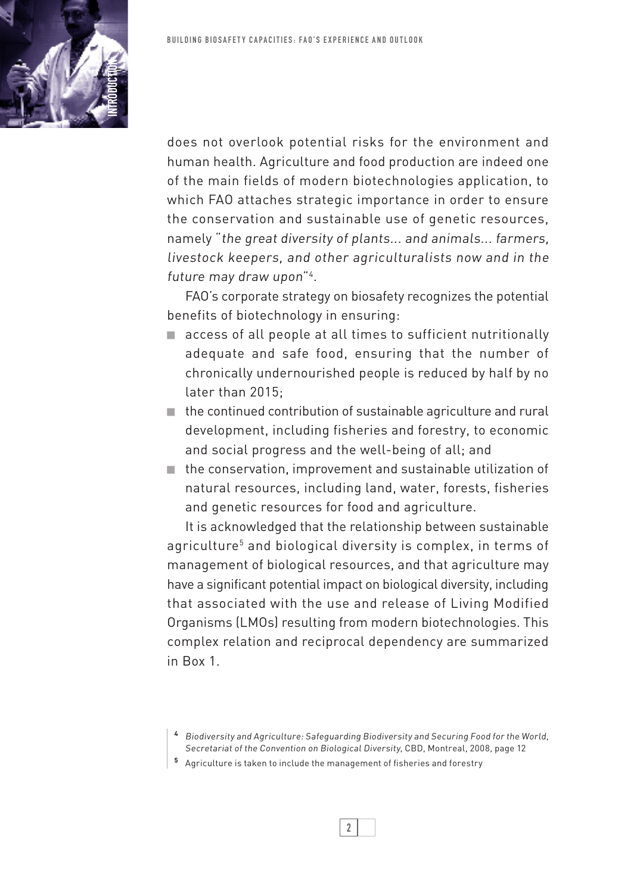does not overlook potential risks for the environment and human health. Agriculture and food production are indeed one of the main fields of modern biotechnologies application, to which FAO attaches strategic importance in order to ensure the conservation and sustainable use of genetic resources, namely "*the great diversity of plants... and animals... farmers, livestock keepers, and other agriculturalists now and in the future may draw upon*"[4].

FAO's corporate strategy on biosafety recognizes the potential benefits of biotechnology in ensuring:

- access of all people at all times to sufficient nutritionally adequate and safe food, ensuring that the number of chronically undernourished people is reduced by half by no later than 2015;
- the continued contribution of sustainable agriculture and rural development, including fisheries and forestry, to economic and social progress and the well-being of all; and
- the conservation, improvement and sustainable utilization of natural resources, including land, water, forests, fisheries and genetic resources for food and agriculture.

It is acknowledged that the relationship between sustainable agriculture[5] and biological diversity is complex, in terms of management of biological resources, and that agriculture may have a significant potential impact on biological diversity, including that associated with the use and release of Living Modified Organisms (LMOs) resulting from modern biotechnologies. This complex relation and reciprocal dependency are summarized in Box 1.

[4] *Biodiversity and Agriculture: Safeguarding Biodiversity and Securing Food for the World, Secretariat of the Convention on Biological Diversity*, CBD, Montreal, 2008, page 12

[5] Agriculture is taken to include the management of fisheries and forestry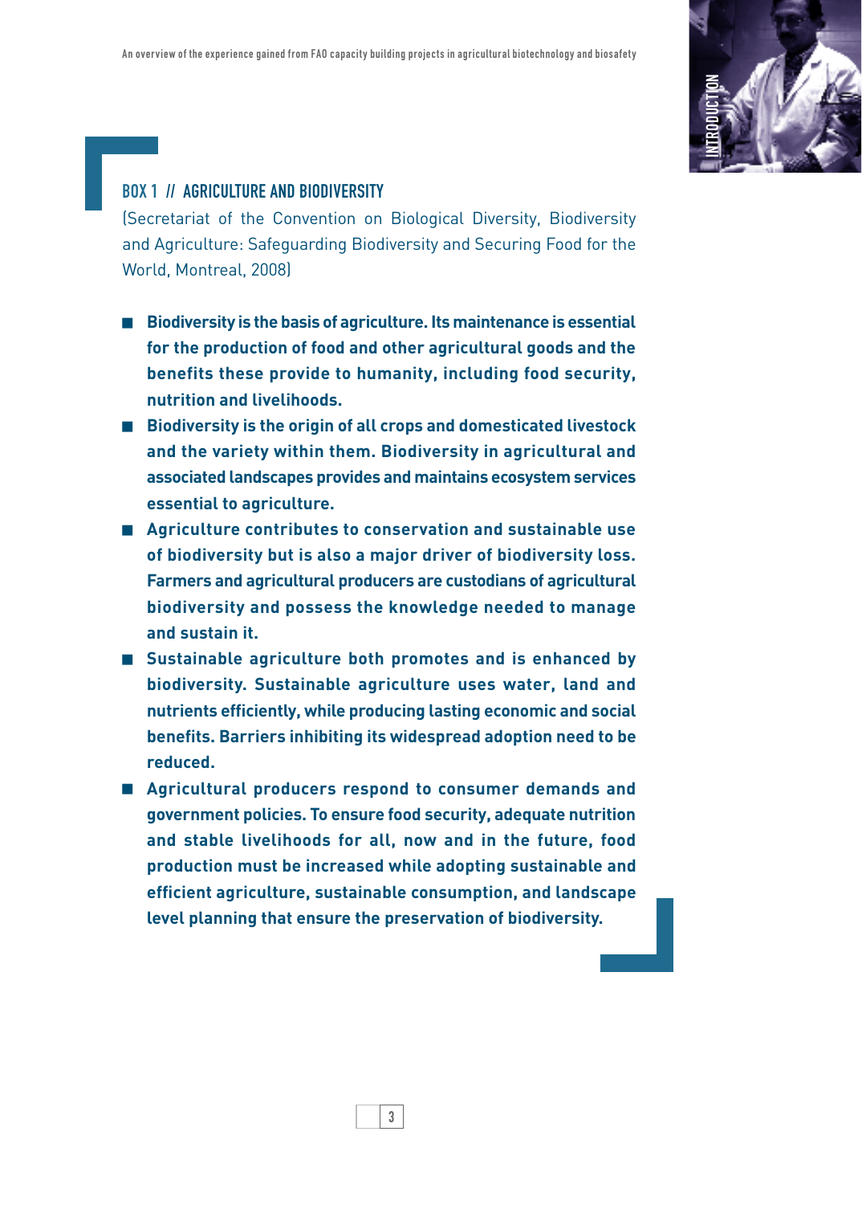### BOX 1 // AGRICULTURE AND BIODIVERSITY

(Secretariat of the Convention on Biological Diversity, Biodiversity and Agriculture: Safeguarding Biodiversity and Securing Food for the World, Montreal, 2008)

- **Biodiversity is the basis of agriculture. Its maintenance is essential for the production of food and other agricultural goods and the benefits these provide to humanity, including food security, nutrition and livelihoods.**
- **Biodiversity is the origin of all crops and domesticated livestock and the variety within them. Biodiversity in agricultural and associated landscapes provides and maintains ecosystem services essential to agriculture.**
- **Agriculture contributes to conservation and sustainable use of biodiversity but is also a major driver of biodiversity loss. Farmers and agricultural producers are custodians of agricultural biodiversity and possess the knowledge needed to manage and sustain it.**
- **Sustainable agriculture both promotes and is enhanced by biodiversity. Sustainable agriculture uses water, land and nutrients efficiently, while producing lasting economic and social benefits. Barriers inhibiting its widespread adoption need to be reduced.**
- **Agricultural producers respond to consumer demands and government policies. To ensure food security, adequate nutrition and stable livelihoods for all, now and in the future, food production must be increased while adopting sustainable and efficient agriculture, sustainable consumption, and landscape level planning that ensure the preservation of biodiversity.**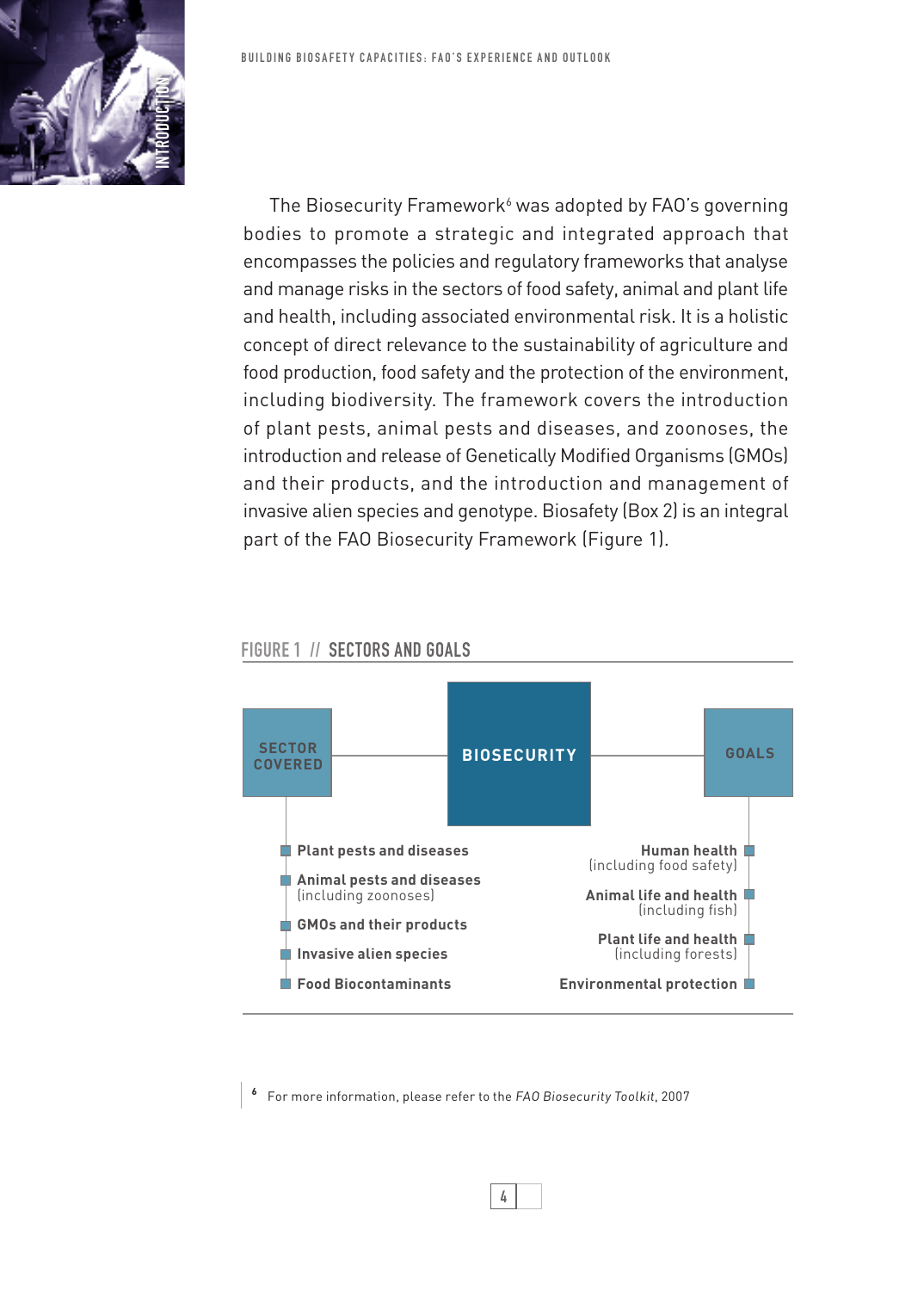The Biosecurity Framework[6] was adopted by FAO's governing bodies to promote a strategic and integrated approach that encompasses the policies and regulatory frameworks that analyse and manage risks in the sectors of food safety, animal and plant life and health, including associated environmental risk. It is a holistic concept of direct relevance to the sustainability of agriculture and food production, food safety and the protection of the environment, including biodiversity. The framework covers the introduction of plant pests, animal pests and diseases, and zoonoses, the introduction and release of Genetically Modified Organisms (GMOs) and their products, and the introduction and management of invasive alien species and genotype. Biosafety (Box 2) is an integral part of the FAO Biosecurity Framework (Figure 1).

**FIGURE 1 // SECTORS AND GOALS**

**BIOSECURITY**

**SECTOR COVERED**

- **Plant pests and diseases**
- **Animal pests and diseases** (including zoonoses)
- **GMOs and their products**
- **Invasive alien species**
- **Food Biocontaminants**

**GOALS**

- **Human health** (including food safety)
- **Animal life and health** (including fish)
- **Plant life and health** (including forests)
- **Environmental protection**

[6] For more information, please refer to the *FAO Biosecurity Toolkit*, 2007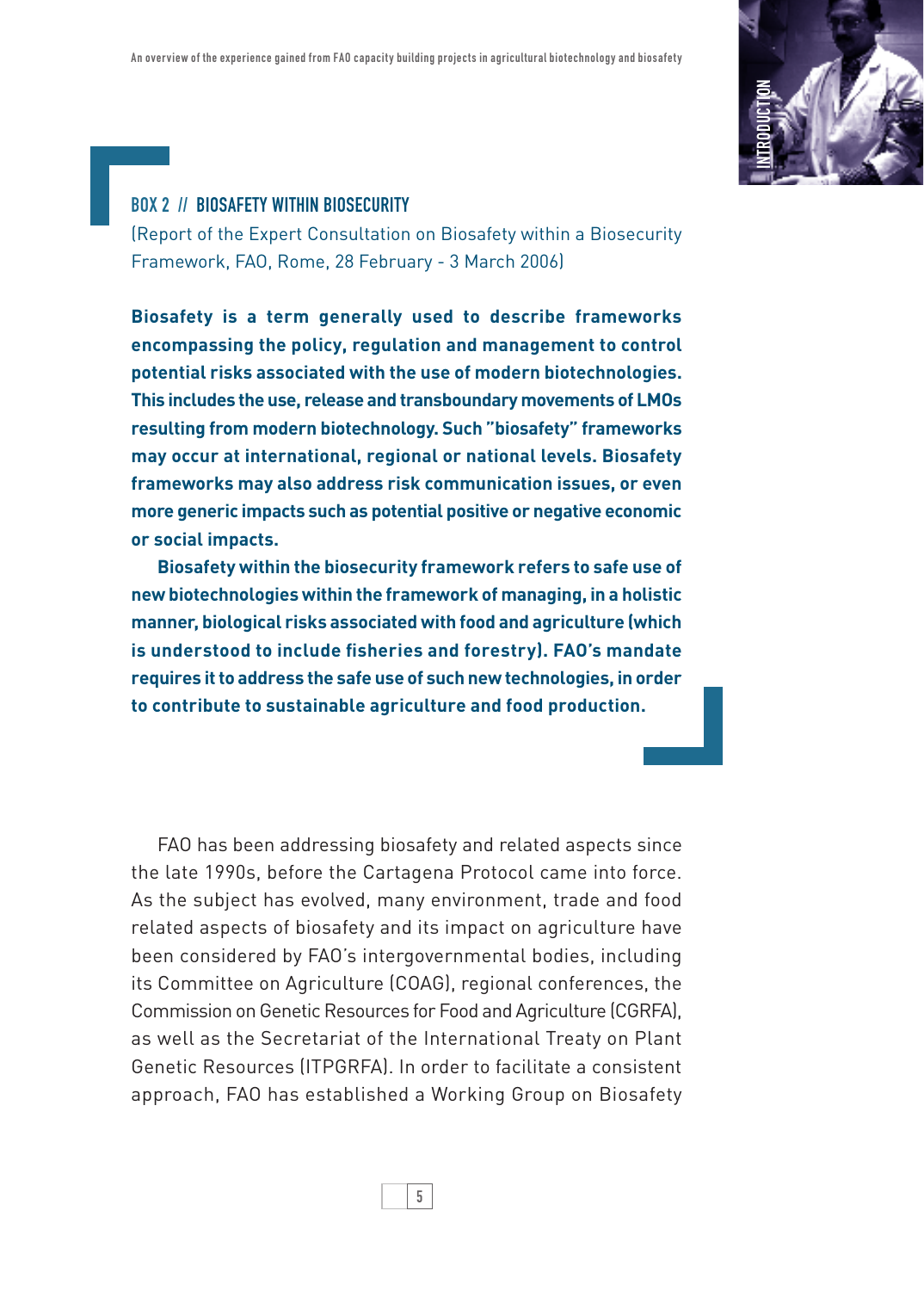### BOX 2 // BIOSAFETY WITHIN BIOSECURITY

(Report of the Expert Consultation on Biosafety within a Biosecurity Framework, FAO, Rome, 28 February - 3 March 2006)

**Biosafety is a term generally used to describe frameworks encompassing the policy, regulation and management to control potential risks associated with the use of modern biotechnologies. This includes the use, release and transboundary movements of LMOs resulting from modern biotechnology. Such "biosafety" frameworks may occur at international, regional or national levels. Biosafety frameworks may also address risk communication issues, or even more generic impacts such as potential positive or negative economic or social impacts.**

**Biosafety within the biosecurity framework refers to safe use of new biotechnologies within the framework of managing, in a holistic manner, biological risks associated with food and agriculture (which is understood to include fisheries and forestry). FAO's mandate requires it to address the safe use of such new technologies, in order to contribute to sustainable agriculture and food production.**

FAO has been addressing biosafety and related aspects since the late 1990s, before the Cartagena Protocol came into force. As the subject has evolved, many environment, trade and food related aspects of biosafety and its impact on agriculture have been considered by FAO's intergovernmental bodies, including its Committee on Agriculture (COAG), regional conferences, the Commission on Genetic Resources for Food and Agriculture (CGRFA), as well as the Secretariat of the International Treaty on Plant Genetic Resources (ITPGRFA). In order to facilitate a consistent approach, FAO has established a Working Group on Biosafety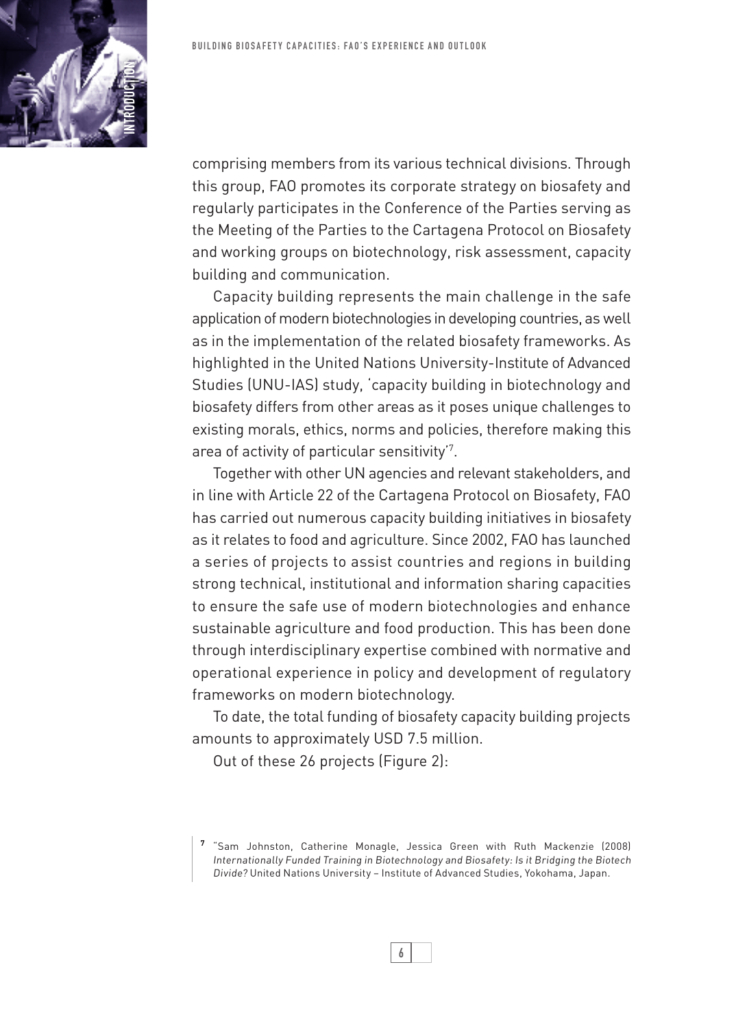comprising members from its various technical divisions. Through this group, FAO promotes its corporate strategy on biosafety and regularly participates in the Conference of the Parties serving as the Meeting of the Parties to the Cartagena Protocol on Biosafety and working groups on biotechnology, risk assessment, capacity building and communication.

Capacity building represents the main challenge in the safe application of modern biotechnologies in developing countries, as well as in the implementation of the related biosafety frameworks. As highlighted in the United Nations University-Institute of Advanced Studies (UNU-IAS) study, 'capacity building in biotechnology and biosafety differs from other areas as it poses unique challenges to existing morals, ethics, norms and policies, therefore making this area of activity of particular sensitivity'[7].

Together with other UN agencies and relevant stakeholders, and in line with Article 22 of the Cartagena Protocol on Biosafety, FAO has carried out numerous capacity building initiatives in biosafety as it relates to food and agriculture. Since 2002, FAO has launched a series of projects to assist countries and regions in building strong technical, institutional and information sharing capacities to ensure the safe use of modern biotechnologies and enhance sustainable agriculture and food production. This has been done through interdisciplinary expertise combined with normative and operational experience in policy and development of regulatory frameworks on modern biotechnology.

To date, the total funding of biosafety capacity building projects amounts to approximately USD 7.5 million.

Out of these 26 projects (Figure 2):

---

[7] "Sam Johnston, Catherine Monagle, Jessica Green with Ruth Mackenzie (2008) *Internationally Funded Training in Biotechnology and Biosafety: Is it Bridging the Biotech Divide?* United Nations University – Institute of Advanced Studies, Yokohama, Japan.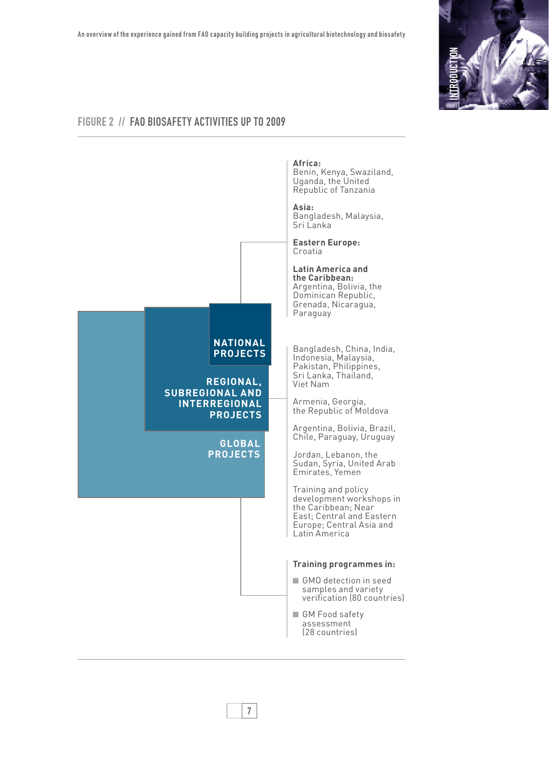## FIGURE 2 // FAO BIOSAFETY ACTIVITIES UP TO 2009

**NATIONAL PROJECTS**

**Africa:**
Benin, Kenya, Swaziland, Uganda, the United Republic of Tanzania

**Asia:**
Bangladesh, Malaysia, Sri Lanka

**Eastern Europe:**
Croatia

**Latin America and the Caribbean:**
Argentina, Bolivia, the Dominican Republic, Grenada, Nicaragua, Paraguay

**REGIONAL, SUBREGIONAL AND INTERREGIONAL PROJECTS**

Bangladesh, China, India, Indonesia, Malaysia, Pakistan, Philippines, Sri Lanka, Thailand, Viet Nam

Armenia, Georgia, the Republic of Moldova

Argentina, Bolivia, Brazil, Chile, Paraguay, Uruguay

Jordan, Lebanon, the Sudan, Syria, United Arab Emirates, Yemen

Training and policy development workshops in the Caribbean; Near East; Central and Eastern Europe; Central Asia and Latin America

**GLOBAL PROJECTS**

**Training programmes in:**

- GMO detection in seed samples and variety verification (80 countries)
- GM Food safety assessment (28 countries)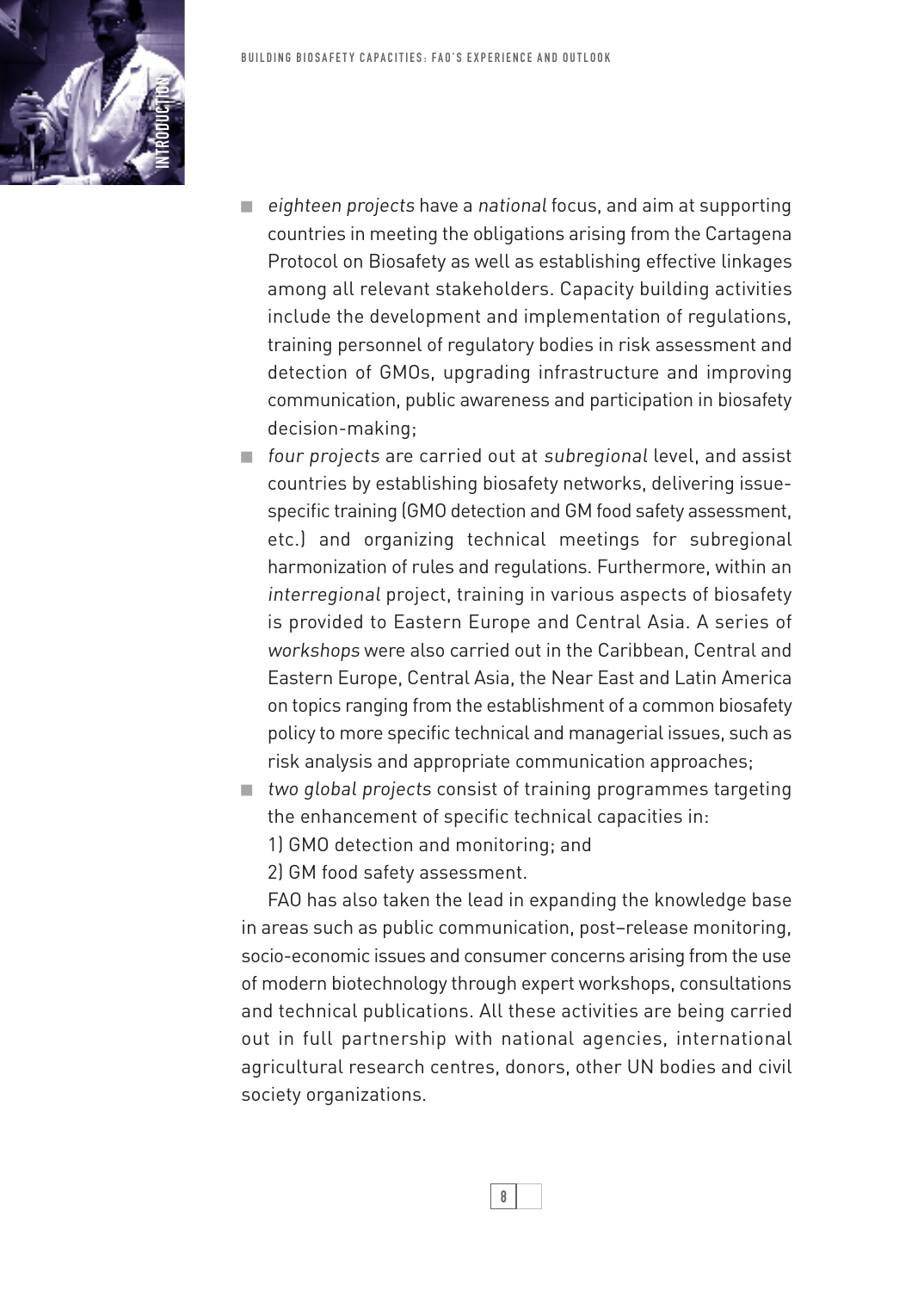- *eighteen projects* have a *national* focus, and aim at supporting countries in meeting the obligations arising from the Cartagena Protocol on Biosafety as well as establishing effective linkages among all relevant stakeholders. Capacity building activities include the development and implementation of regulations, training personnel of regulatory bodies in risk assessment and detection of GMOs, upgrading infrastructure and improving communication, public awareness and participation in biosafety decision-making;
- *four projects* are carried out at *subregional* level, and assist countries by establishing biosafety networks, delivering issue-specific training (GMO detection and GM food safety assessment, etc.) and organizing technical meetings for subregional harmonization of rules and regulations. Furthermore, within an *interregional* project, training in various aspects of biosafety is provided to Eastern Europe and Central Asia. A series of *workshops* were also carried out in the Caribbean, Central and Eastern Europe, Central Asia, the Near East and Latin America on topics ranging from the establishment of a common biosafety policy to more specific technical and managerial issues, such as risk analysis and appropriate communication approaches;
- *two global projects* consist of training programmes targeting the enhancement of specific technical capacities in:
  1) GMO detection and monitoring; and
  2) GM food safety assessment.

FAO has also taken the lead in expanding the knowledge base in areas such as public communication, post–release monitoring, socio-economic issues and consumer concerns arising from the use of modern biotechnology through expert workshops, consultations and technical publications. All these activities are being carried out in full partnership with national agencies, international agricultural research centres, donors, other UN bodies and civil society organizations.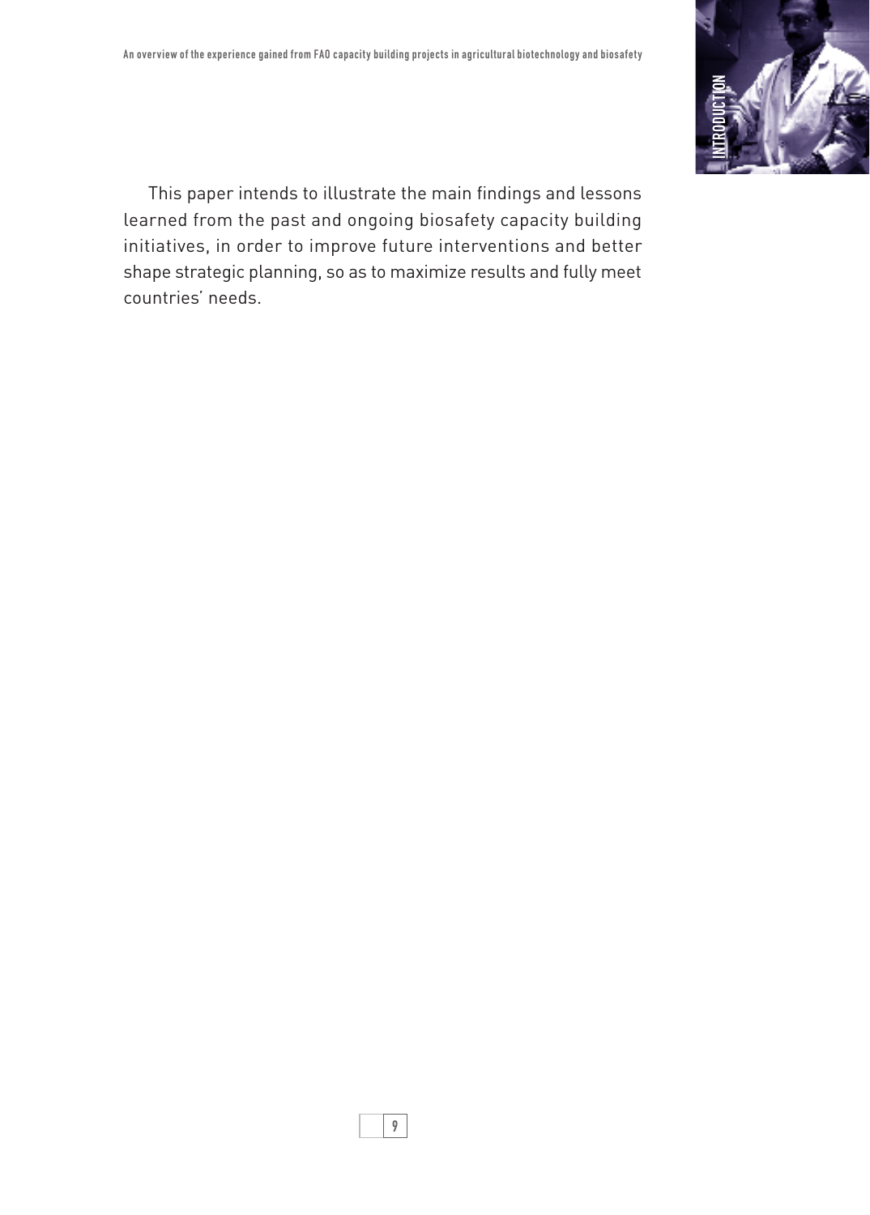This paper intends to illustrate the main findings and lessons learned from the past and ongoing biosafety capacity building initiatives, in order to improve future interventions and better shape strategic planning, so as to maximize results and fully meet countries' needs.